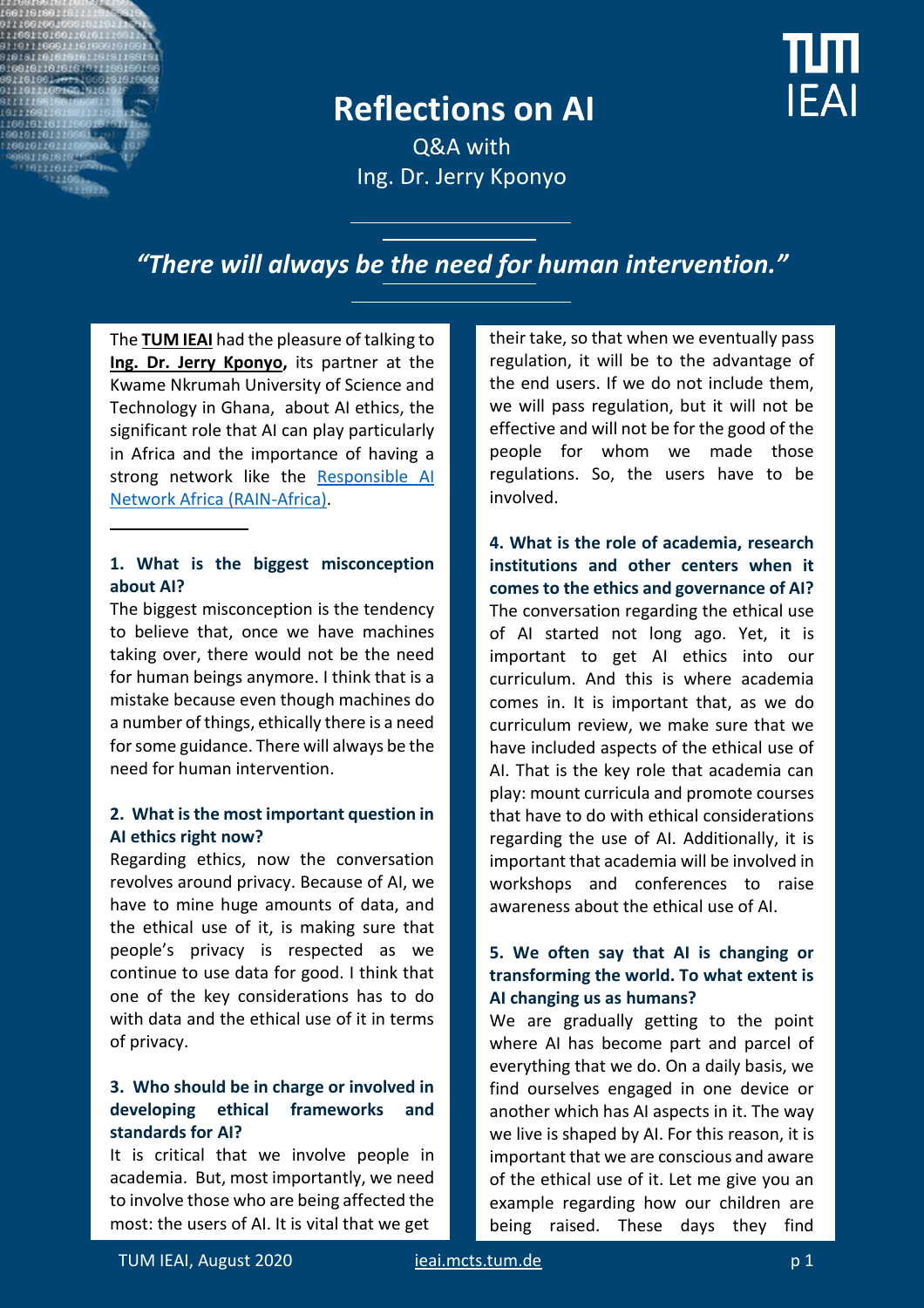# Reflections on AI

Q&A with
Ing. Dr. Jerry Kponyo

*"There will always be the need for human intervention."*

The **TUM IEAI** had the pleasure of talking to **Ing. Dr. Jerry Kponyo,** its partner at the Kwame Nkrumah University of Science and Technology in Ghana, about AI ethics, the significant role that AI can play particularly in Africa and the importance of having a strong network like the Responsible AI Network Africa (RAIN-Africa).

### 1. What is the biggest misconception about AI?

The biggest misconception is the tendency to believe that, once we have machines taking over, there would not be the need for human beings anymore. I think that is a mistake because even though machines do a number of things, ethically there is a need for some guidance. There will always be the need for human intervention.

### 2. What is the most important question in AI ethics right now?

Regarding ethics, now the conversation revolves around privacy. Because of AI, we have to mine huge amounts of data, and the ethical use of it, is making sure that people's privacy is respected as we continue to use data for good. I think that one of the key considerations has to do with data and the ethical use of it in terms of privacy.

### 3. Who should be in charge or involved in developing ethical frameworks and standards for AI?

It is critical that we involve people in academia. But, most importantly, we need to involve those who are being affected the most: the users of AI. It is vital that we get their take, so that when we eventually pass regulation, it will be to the advantage of the end users. If we do not include them, we will pass regulation, but it will not be effective and will not be for the good of the people for whom we made those regulations. So, the users have to be involved.

### 4. What is the role of academia, research institutions and other centers when it comes to the ethics and governance of AI?

The conversation regarding the ethical use of AI started not long ago. Yet, it is important to get AI ethics into our curriculum. And this is where academia comes in. It is important that, as we do curriculum review, we make sure that we have included aspects of the ethical use of AI. That is the key role that academia can play: mount curricula and promote courses that have to do with ethical considerations regarding the use of AI. Additionally, it is important that academia will be involved in workshops and conferences to raise awareness about the ethical use of AI.

### 5. We often say that AI is changing or transforming the world. To what extent is AI changing us as humans?

We are gradually getting to the point where AI has become part and parcel of everything that we do. On a daily basis, we find ourselves engaged in one device or another which has AI aspects in it. The way we live is shaped by AI. For this reason, it is important that we are conscious and aware of the ethical use of it. Let me give you an example regarding how our children are being raised. These days they find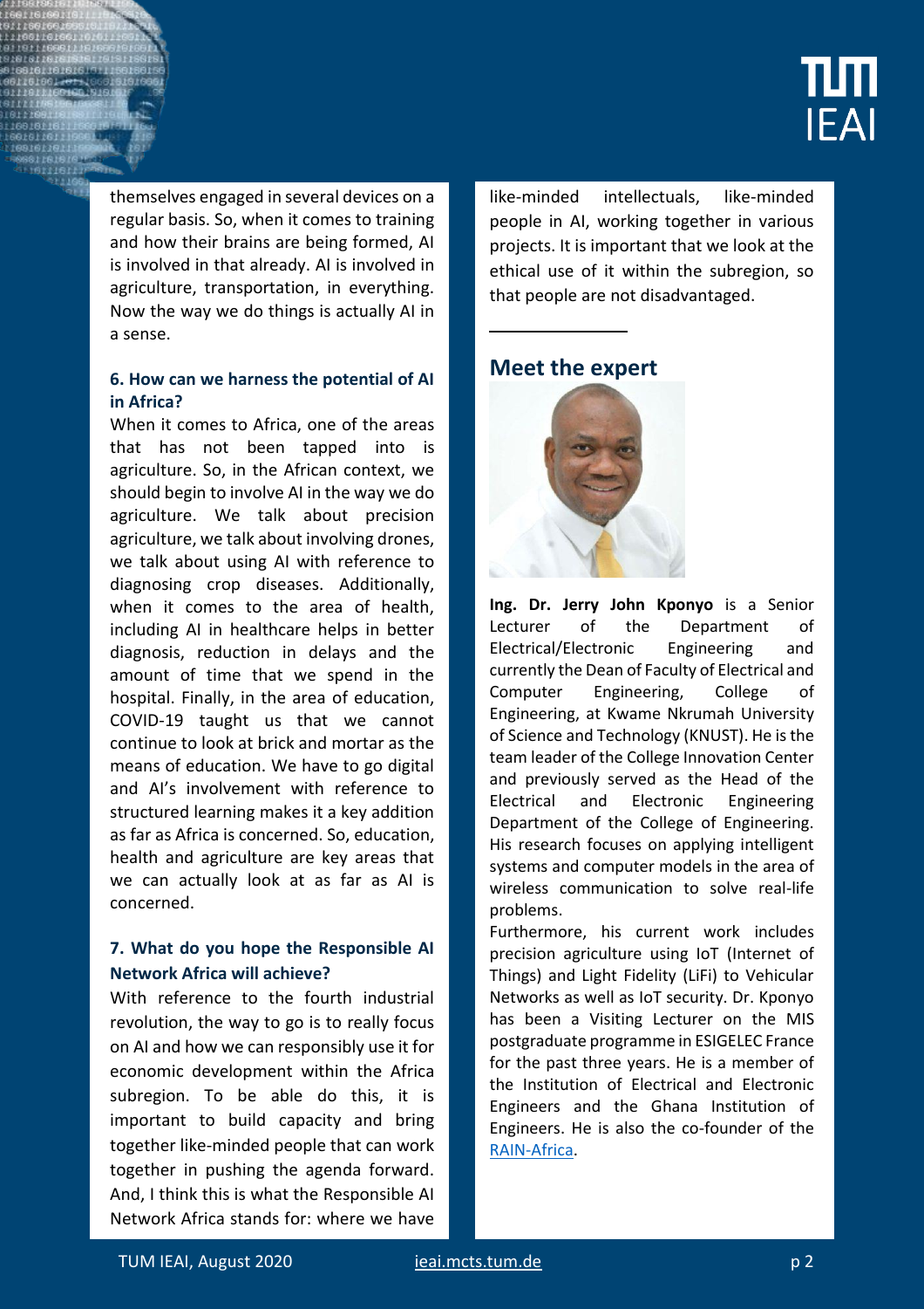themselves engaged in several devices on a regular basis. So, when it comes to training and how their brains are being formed, AI is involved in that already. AI is involved in agriculture, transportation, in everything. Now the way we do things is actually AI in a sense.

**6. How can we harness the potential of AI in Africa?**

When it comes to Africa, one of the areas that has not been tapped into is agriculture. So, in the African context, we should begin to involve AI in the way we do agriculture. We talk about precision agriculture, we talk about involving drones, we talk about using AI with reference to diagnosing crop diseases. Additionally, when it comes to the area of health, including AI in healthcare helps in better diagnosis, reduction in delays and the amount of time that we spend in the hospital. Finally, in the area of education, COVID-19 taught us that we cannot continue to look at brick and mortar as the means of education. We have to go digital and AI's involvement with reference to structured learning makes it a key addition as far as Africa is concerned. So, education, health and agriculture are key areas that we can actually look at as far as AI is concerned.

**7. What do you hope the Responsible AI Network Africa will achieve?**

With reference to the fourth industrial revolution, the way to go is to really focus on AI and how we can responsibly use it for economic development within the Africa subregion. To be able do this, it is important to build capacity and bring together like-minded people that can work together in pushing the agenda forward. And, I think this is what the Responsible AI Network Africa stands for: where we have like-minded intellectuals, like-minded people in AI, working together in various projects. It is important that we look at the ethical use of it within the subregion, so that people are not disadvantaged.

## Meet the expert

**Ing. Dr. Jerry John Kponyo** is a Senior Lecturer of the Department of Electrical/Electronic Engineering and currently the Dean of Faculty of Electrical and Computer Engineering, College of Engineering, at Kwame Nkrumah University of Science and Technology (KNUST). He is the team leader of the College Innovation Center and previously served as the Head of the Electrical and Electronic Engineering Department of the College of Engineering. His research focuses on applying intelligent systems and computer models in the area of wireless communication to solve real-life problems.

Furthermore, his current work includes precision agriculture using IoT (Internet of Things) and Light Fidelity (LiFi) to Vehicular Networks as well as IoT security. Dr. Kponyo has been a Visiting Lecturer on the MIS postgraduate programme in ESIGELEC France for the past three years. He is a member of the Institution of Electrical and Electronic Engineers and the Ghana Institution of Engineers. He is also the co-founder of the RAIN-Africa.